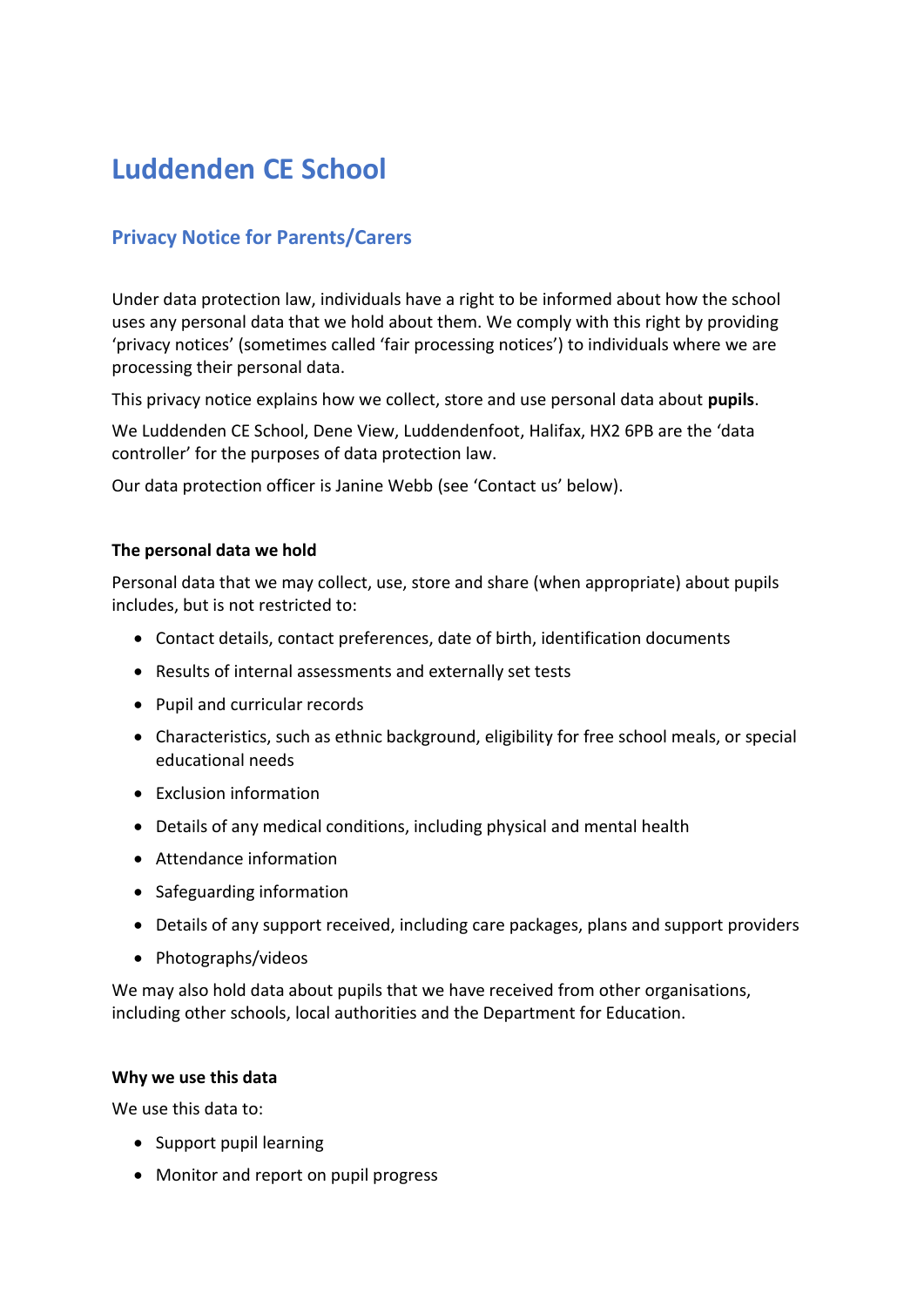# Luddenden CE School

## Privacy Notice for Parents/Carers

Under data protection law, individuals have a right to be informed about how the school uses any personal data that we hold about them. We comply with this right by providing 'privacy notices' (sometimes called 'fair processing notices') to individuals where we are processing their personal data.

This privacy notice explains how we collect, store and use personal data about **pupils**.

We Luddenden CE School, Dene View, Luddendenfoot, Halifax, HX2 6PB are the 'data controller' for the purposes of data protection law.

Our data protection officer is Janine Webb (see 'Contact us' below).

**The personal data we hold**

Personal data that we may collect, use, store and share (when appropriate) about pupils includes, but is not restricted to:

- Contact details, contact preferences, date of birth, identification documents
- Results of internal assessments and externally set tests
- Pupil and curricular records
- Characteristics, such as ethnic background, eligibility for free school meals, or special educational needs
- Exclusion information
- Details of any medical conditions, including physical and mental health
- Attendance information
- Safeguarding information
- Details of any support received, including care packages, plans and support providers
- Photographs/videos

We may also hold data about pupils that we have received from other organisations, including other schools, local authorities and the Department for Education.

**Why we use this data**

We use this data to:

- Support pupil learning
- Monitor and report on pupil progress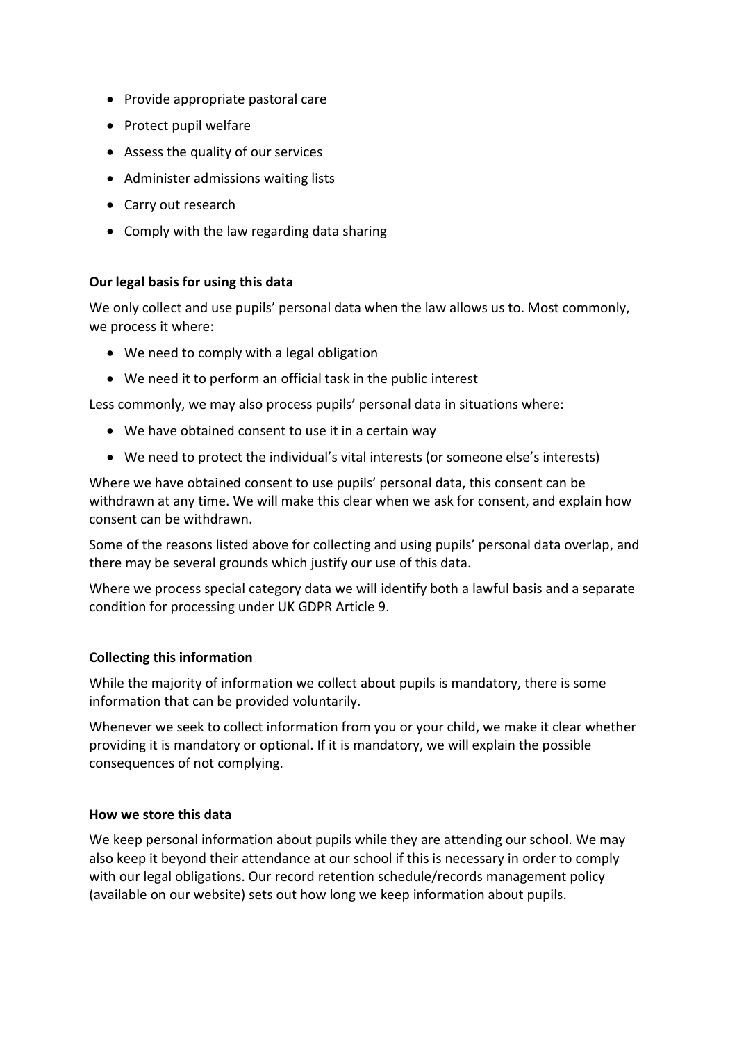- Provide appropriate pastoral care
- Protect pupil welfare
- Assess the quality of our services
- Administer admissions waiting lists
- Carry out research
- Comply with the law regarding data sharing

**Our legal basis for using this data**

We only collect and use pupils' personal data when the law allows us to. Most commonly, we process it where:

- We need to comply with a legal obligation
- We need it to perform an official task in the public interest

Less commonly, we may also process pupils' personal data in situations where:

- We have obtained consent to use it in a certain way
- We need to protect the individual's vital interests (or someone else's interests)

Where we have obtained consent to use pupils' personal data, this consent can be withdrawn at any time. We will make this clear when we ask for consent, and explain how consent can be withdrawn.

Some of the reasons listed above for collecting and using pupils' personal data overlap, and there may be several grounds which justify our use of this data.

Where we process special category data we will identify both a lawful basis and a separate condition for processing under UK GDPR Article 9.

**Collecting this information**

While the majority of information we collect about pupils is mandatory, there is some information that can be provided voluntarily.

Whenever we seek to collect information from you or your child, we make it clear whether providing it is mandatory or optional. If it is mandatory, we will explain the possible consequences of not complying.

**How we store this data**

We keep personal information about pupils while they are attending our school. We may also keep it beyond their attendance at our school if this is necessary in order to comply with our legal obligations. Our record retention schedule/records management policy (available on our website) sets out how long we keep information about pupils.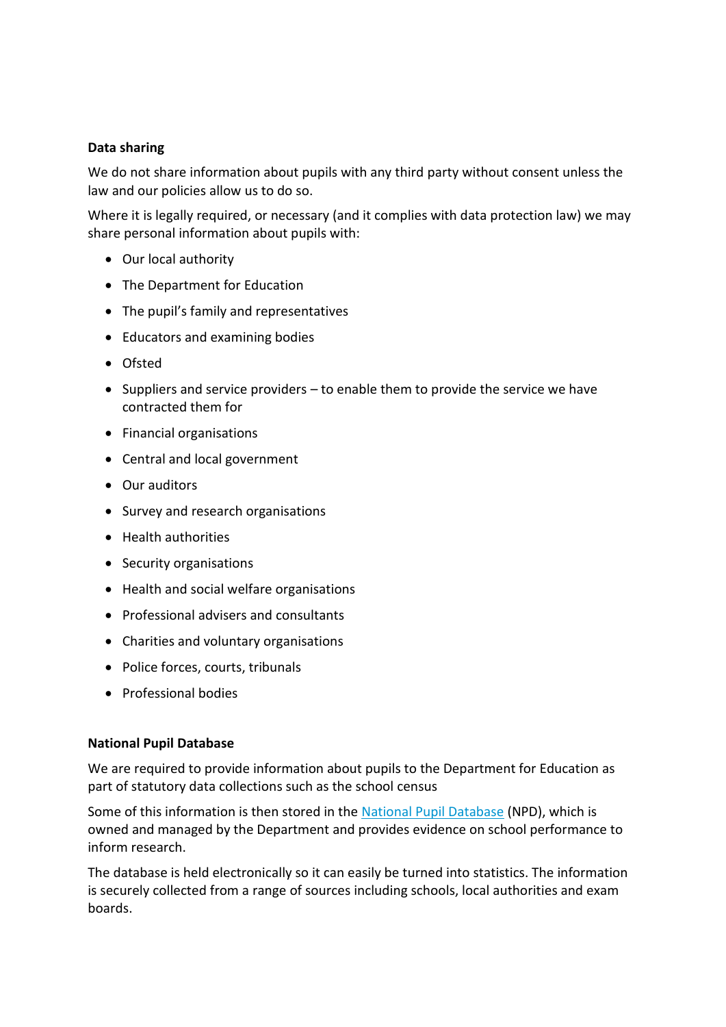**Data sharing**

We do not share information about pupils with any third party without consent unless the law and our policies allow us to do so.

Where it is legally required, or necessary (and it complies with data protection law) we may share personal information about pupils with:

- Our local authority
- The Department for Education
- The pupil's family and representatives
- Educators and examining bodies
- Ofsted
- Suppliers and service providers – to enable them to provide the service we have contracted them for
- Financial organisations
- Central and local government
- Our auditors
- Survey and research organisations
- Health authorities
- Security organisations
- Health and social welfare organisations
- Professional advisers and consultants
- Charities and voluntary organisations
- Police forces, courts, tribunals
- Professional bodies

**National Pupil Database**

We are required to provide information about pupils to the Department for Education as part of statutory data collections such as the school census

Some of this information is then stored in the National Pupil Database (NPD), which is owned and managed by the Department and provides evidence on school performance to inform research.

The database is held electronically so it can easily be turned into statistics. The information is securely collected from a range of sources including schools, local authorities and exam boards.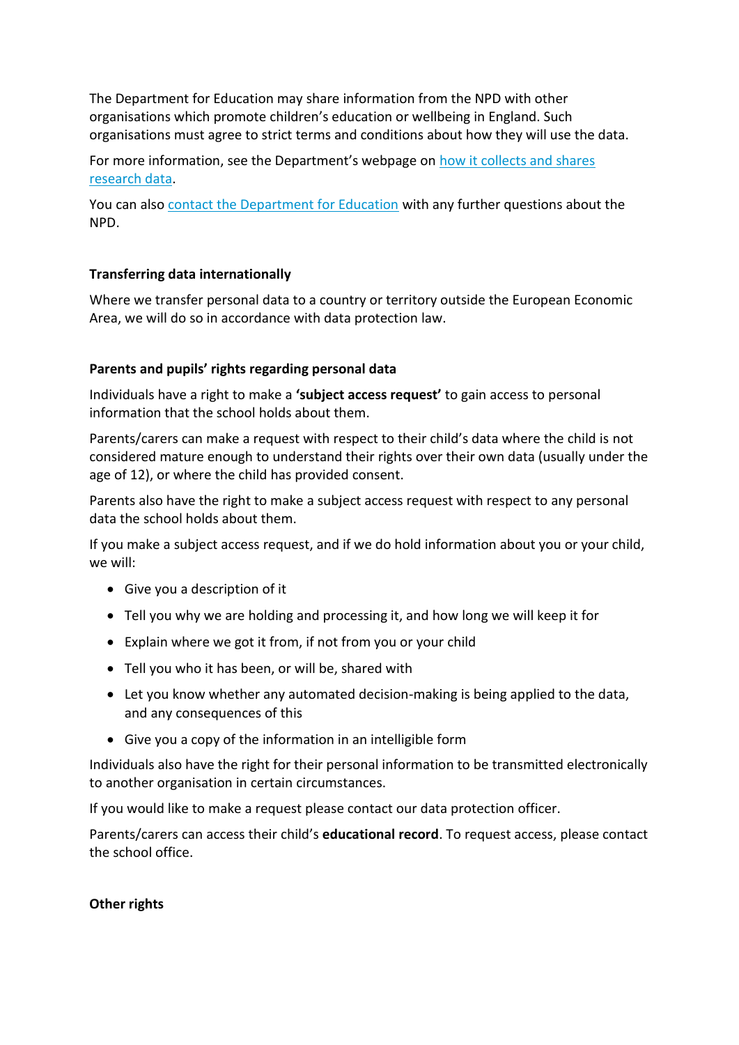The Department for Education may share information from the NPD with other organisations which promote children's education or wellbeing in England. Such organisations must agree to strict terms and conditions about how they will use the data.

For more information, see the Department's webpage on [how it collects and shares research data](#).

You can also [contact the Department for Education](#) with any further questions about the NPD.

**Transferring data internationally**

Where we transfer personal data to a country or territory outside the European Economic Area, we will do so in accordance with data protection law.

**Parents and pupils' rights regarding personal data**

Individuals have a right to make a **'subject access request'** to gain access to personal information that the school holds about them.

Parents/carers can make a request with respect to their child's data where the child is not considered mature enough to understand their rights over their own data (usually under the age of 12), or where the child has provided consent.

Parents also have the right to make a subject access request with respect to any personal data the school holds about them.

If you make a subject access request, and if we do hold information about you or your child, we will:

- Give you a description of it
- Tell you why we are holding and processing it, and how long we will keep it for
- Explain where we got it from, if not from you or your child
- Tell you who it has been, or will be, shared with
- Let you know whether any automated decision-making is being applied to the data, and any consequences of this
- Give you a copy of the information in an intelligible form

Individuals also have the right for their personal information to be transmitted electronically to another organisation in certain circumstances.

If you would like to make a request please contact our data protection officer.

Parents/carers can access their child's **educational record**. To request access, please contact the school office.

**Other rights**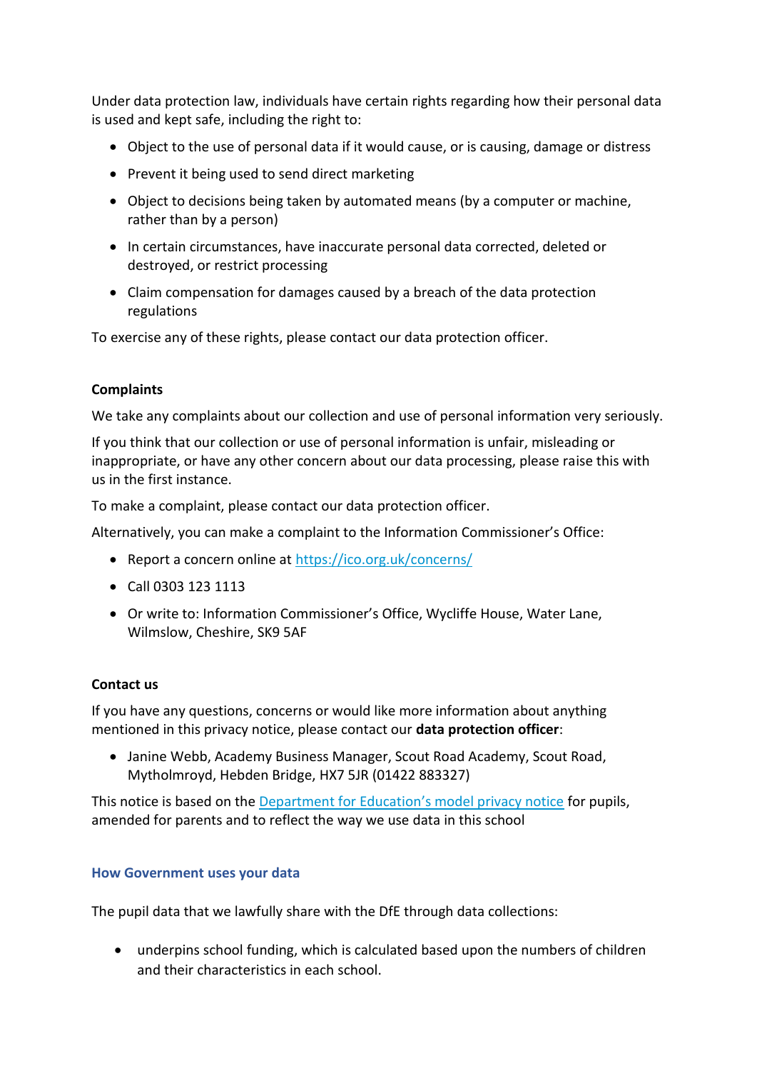Under data protection law, individuals have certain rights regarding how their personal data is used and kept safe, including the right to:

- Object to the use of personal data if it would cause, or is causing, damage or distress
- Prevent it being used to send direct marketing
- Object to decisions being taken by automated means (by a computer or machine, rather than by a person)
- In certain circumstances, have inaccurate personal data corrected, deleted or destroyed, or restrict processing
- Claim compensation for damages caused by a breach of the data protection regulations

To exercise any of these rights, please contact our data protection officer.

**Complaints**

We take any complaints about our collection and use of personal information very seriously.

If you think that our collection or use of personal information is unfair, misleading or inappropriate, or have any other concern about our data processing, please raise this with us in the first instance.

To make a complaint, please contact our data protection officer.

Alternatively, you can make a complaint to the Information Commissioner's Office:

- Report a concern online at [https://ico.org.uk/concerns/](https://ico.org.uk/concerns/)
- Call 0303 123 1113
- Or write to: Information Commissioner's Office, Wycliffe House, Water Lane, Wilmslow, Cheshire, SK9 5AF

**Contact us**

If you have any questions, concerns or would like more information about anything mentioned in this privacy notice, please contact our **data protection officer**:

- Janine Webb, Academy Business Manager, Scout Road Academy, Scout Road, Mytholmroyd, Hebden Bridge, HX7 5JR (01422 883327)

This notice is based on the [Department for Education's model privacy notice](#) for pupils, amended for parents and to reflect the way we use data in this school

## How Government uses your data

The pupil data that we lawfully share with the DfE through data collections:

- underpins school funding, which is calculated based upon the numbers of children and their characteristics in each school.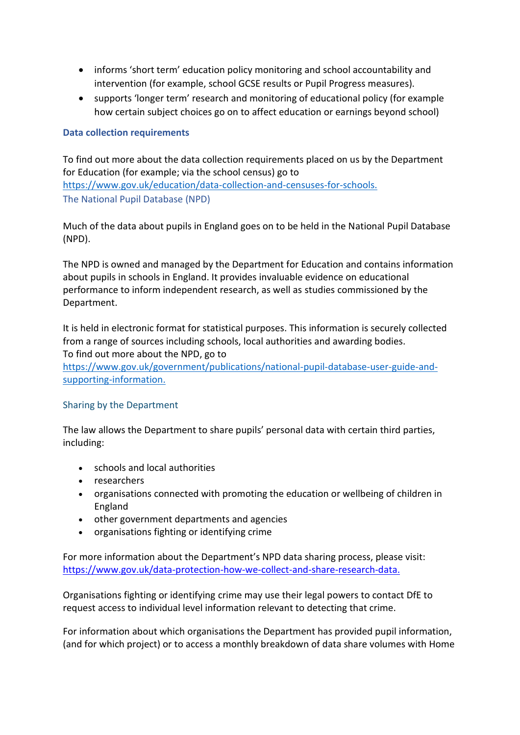- informs 'short term' education policy monitoring and school accountability and intervention (for example, school GCSE results or Pupil Progress measures).
- supports 'longer term' research and monitoring of educational policy (for example how certain subject choices go on to affect education or earnings beyond school)

### Data collection requirements

To find out more about the data collection requirements placed on us by the Department for Education (for example; via the school census) go to https://www.gov.uk/education/data-collection-and-censuses-for-schools.

### The National Pupil Database (NPD)

Much of the data about pupils in England goes on to be held in the National Pupil Database (NPD).

The NPD is owned and managed by the Department for Education and contains information about pupils in schools in England. It provides invaluable evidence on educational performance to inform independent research, as well as studies commissioned by the Department.

It is held in electronic format for statistical purposes. This information is securely collected from a range of sources including schools, local authorities and awarding bodies.
To find out more about the NPD, go to https://www.gov.uk/government/publications/national-pupil-database-user-guide-and-supporting-information.

### Sharing by the Department

The law allows the Department to share pupils' personal data with certain third parties, including:

- schools and local authorities
- researchers
- organisations connected with promoting the education or wellbeing of children in England
- other government departments and agencies
- organisations fighting or identifying crime

For more information about the Department's NPD data sharing process, please visit: https://www.gov.uk/data-protection-how-we-collect-and-share-research-data.

Organisations fighting or identifying crime may use their legal powers to contact DfE to request access to individual level information relevant to detecting that crime.

For information about which organisations the Department has provided pupil information, (and for which project) or to access a monthly breakdown of data share volumes with Home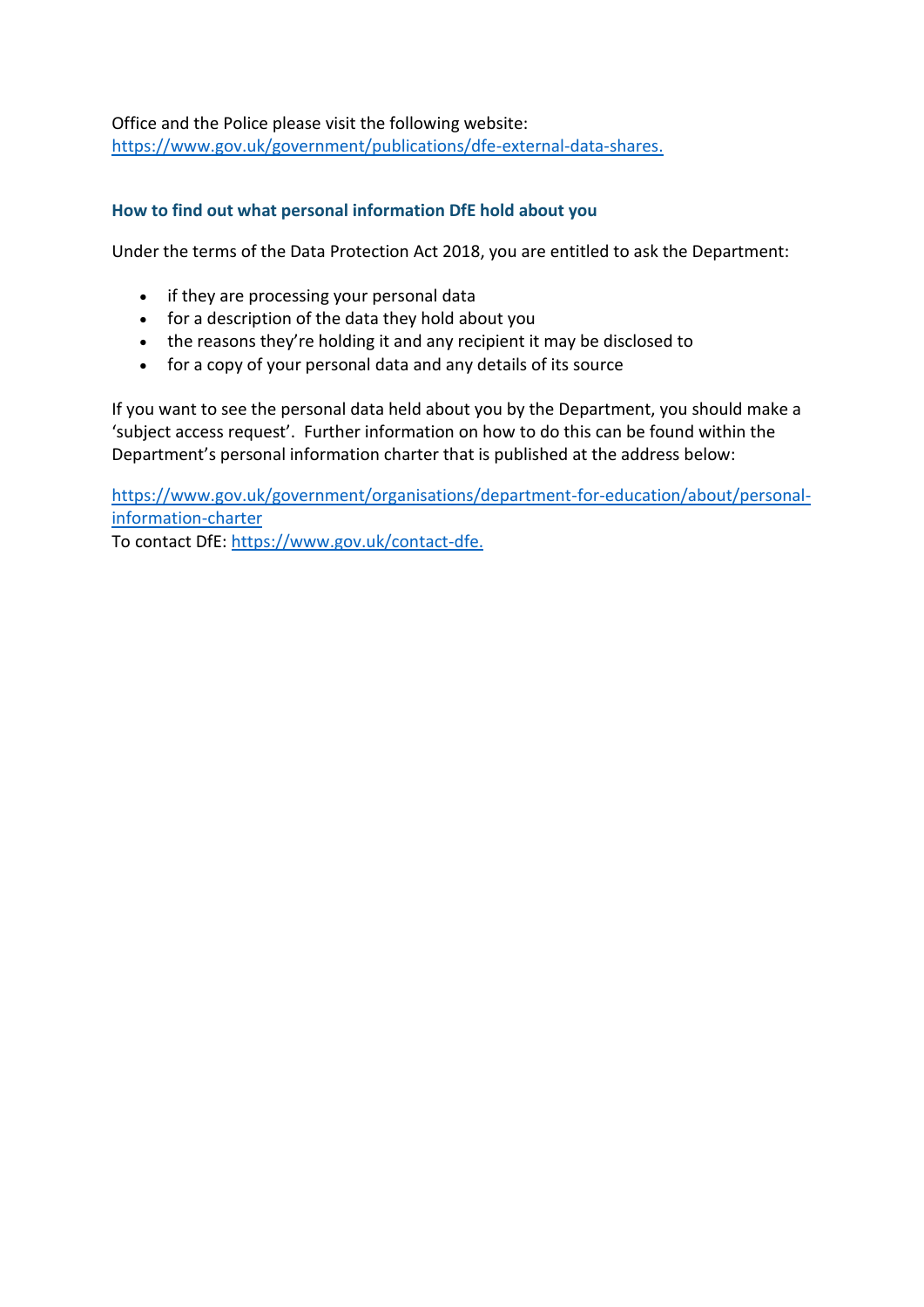Office and the Police please visit the following website: https://www.gov.uk/government/publications/dfe-external-data-shares.

### How to find out what personal information DfE hold about you

Under the terms of the Data Protection Act 2018, you are entitled to ask the Department:

- if they are processing your personal data
- for a description of the data they hold about you
- the reasons they're holding it and any recipient it may be disclosed to
- for a copy of your personal data and any details of its source

If you want to see the personal data held about you by the Department, you should make a 'subject access request'. Further information on how to do this can be found within the Department's personal information charter that is published at the address below:

https://www.gov.uk/government/organisations/department-for-education/about/personal-information-charter
To contact DfE: https://www.gov.uk/contact-dfe.